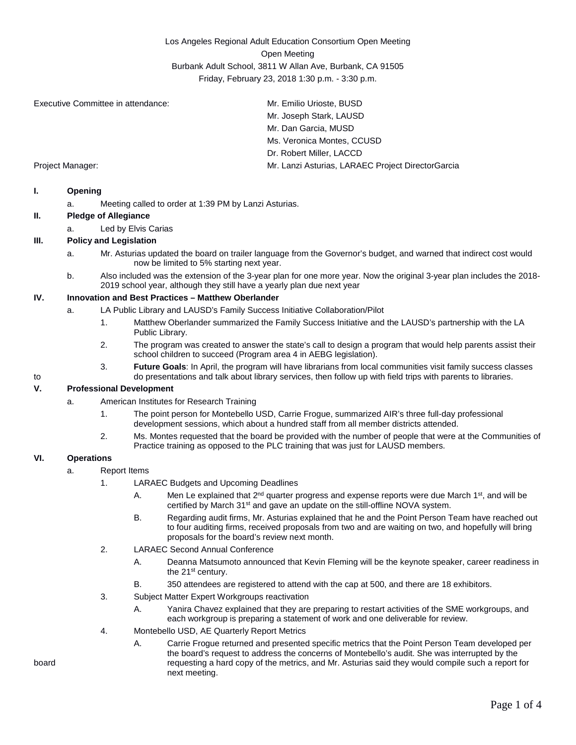Los Angeles Regional Adult Education Consortium Open Meeting

Open Meeting

Burbank Adult School, 3811 W Allan Ave, Burbank, CA 91505

Friday, February 23, 2018 1:30 p.m. - 3:30 p.m.

Executive Committee in attendance:

- Mr. Emilio Urioste, BUSD
- Mr. Joseph Stark, LAUSD
- Mr. Dan Garcia, MUSD
- Ms. Veronica Montes, CCUSD
- Dr. Robert Miller, LACCD

Project Manager: Mr. Lanzi Asturias, LARAEC Project DirectorGarcia

**I. Opening**

a. Meeting called to order at 1:39 PM by Lanzi Asturias.

**II. Pledge of Allegiance**

a. Led by Elvis Carias

**III. Policy and Legislation**

a. Mr. Asturias updated the board on trailer language from the Governor's budget, and warned that indirect cost would now be limited to 5% starting next year.

b. Also included was the extension of the 3-year plan for one more year. Now the original 3-year plan includes the 2018-2019 school year, although they still have a yearly plan due next year

**IV. Innovation and Best Practices – Matthew Oberlander**

a. LA Public Library and LAUSD's Family Success Initiative Collaboration/Pilot

1. Matthew Oberlander summarized the Family Success Initiative and the LAUSD's partnership with the LA Public Library.
2. The program was created to answer the state's call to design a program that would help parents assist their school children to succeed (Program area 4 in AEBG legislation).
3. **Future Goals**: In April, the program will have librarians from local communities visit family success classes to do presentations and talk about library services, then follow up with field trips with parents to libraries.

**V. Professional Development**

a. American Institutes for Research Training

1. The point person for Montebello USD, Carrie Frogue, summarized AIR's three full-day professional development sessions, which about a hundred staff from all member districts attended.
2. Ms. Montes requested that the board be provided with the number of people that were at the Communities of Practice training as opposed to the PLC training that was just for LAUSD members.

**VI. Operations**

a. Report Items

1. LARAEC Budgets and Upcoming Deadlines
   - A. Men Le explained that 2nd quarter progress and expense reports were due March 1st, and will be certified by March 31st and gave an update on the still-offline NOVA system.
   - B. Regarding audit firms, Mr. Asturias explained that he and the Point Person Team have reached out to four auditing firms, received proposals from two and are waiting on two, and hopefully will bring proposals for the board's review next month.
2. LARAEC Second Annual Conference
   - A. Deanna Matsumoto announced that Kevin Fleming will be the keynote speaker, career readiness in the 21st century.
   - B. 350 attendees are registered to attend with the cap at 500, and there are 18 exhibitors.
3. Subject Matter Expert Workgroups reactivation
   - A. Yanira Chavez explained that they are preparing to restart activities of the SME workgroups, and each workgroup is preparing a statement of work and one deliverable for review.
4. Montebello USD, AE Quarterly Report Metrics
   - A. Carrie Frogue returned and presented specific metrics that the Point Person Team developed per the board's request to address the concerns of Montebello's audit. She was interrupted by the board requesting a hard copy of the metrics, and Mr. Asturias said they would compile such a report for next meeting.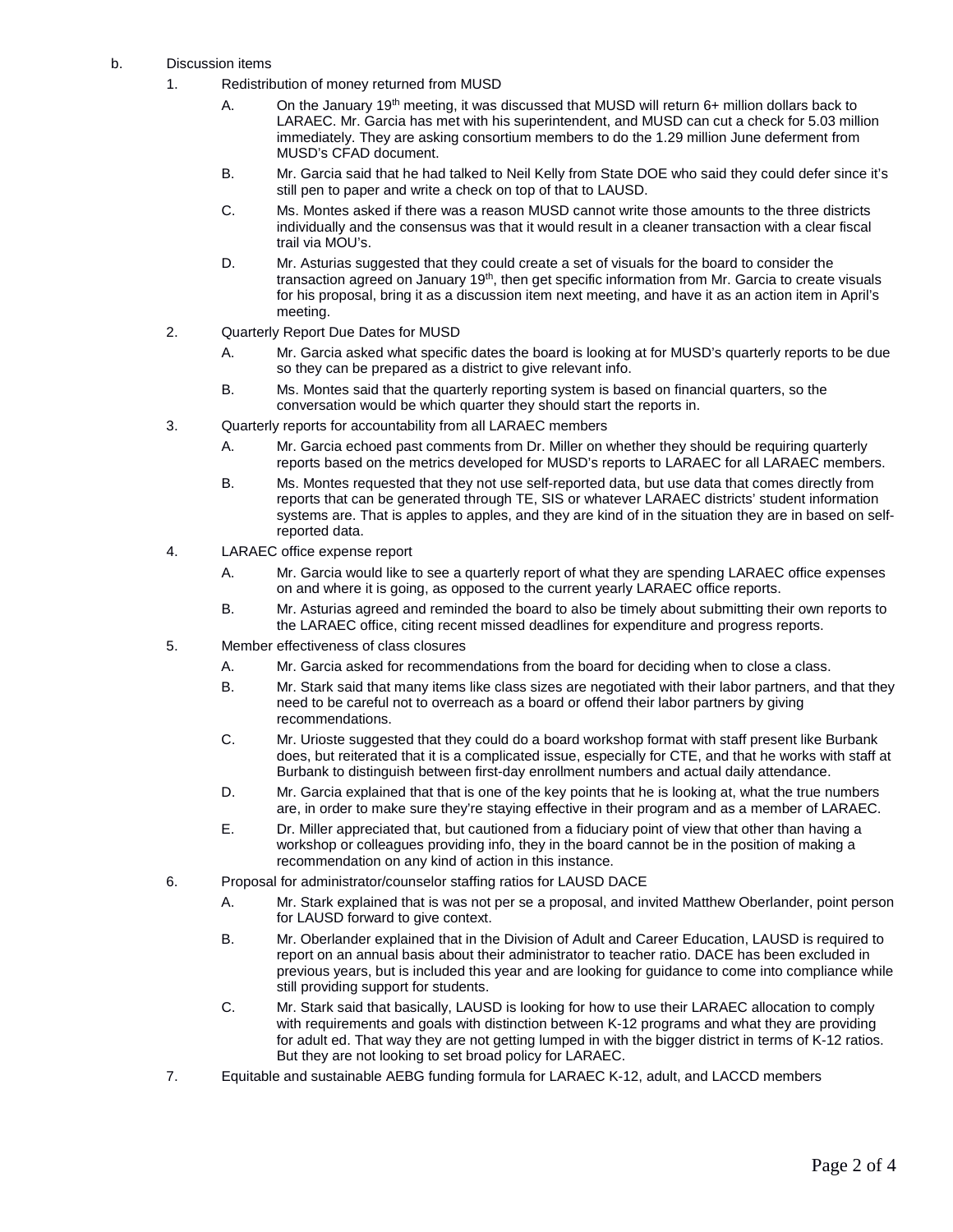b. Discussion items

1. Redistribution of money returned from MUSD
   - A. On the January 19th meeting, it was discussed that MUSD will return 6+ million dollars back to LARAEC. Mr. Garcia has met with his superintendent, and MUSD can cut a check for 5.03 million immediately. They are asking consortium members to do the 1.29 million June deferment from MUSD's CFAD document.
   - B. Mr. Garcia said that he had talked to Neil Kelly from State DOE who said they could defer since it's still pen to paper and write a check on top of that to LAUSD.
   - C. Ms. Montes asked if there was a reason MUSD cannot write those amounts to the three districts individually and the consensus was that it would result in a cleaner transaction with a clear fiscal trail via MOU's.
   - D. Mr. Asturias suggested that they could create a set of visuals for the board to consider the transaction agreed on January 19th, then get specific information from Mr. Garcia to create visuals for his proposal, bring it as a discussion item next meeting, and have it as an action item in April's meeting.

2. Quarterly Report Due Dates for MUSD
   - A. Mr. Garcia asked what specific dates the board is looking at for MUSD's quarterly reports to be due so they can be prepared as a district to give relevant info.
   - B. Ms. Montes said that the quarterly reporting system is based on financial quarters, so the conversation would be which quarter they should start the reports in.

3. Quarterly reports for accountability from all LARAEC members
   - A. Mr. Garcia echoed past comments from Dr. Miller on whether they should be requiring quarterly reports based on the metrics developed for MUSD's reports to LARAEC for all LARAEC members.
   - B. Ms. Montes requested that they not use self-reported data, but use data that comes directly from reports that can be generated through TE, SIS or whatever LARAEC districts' student information systems are. That is apples to apples, and they are kind of in the situation they are in based on self-reported data.

4. LARAEC office expense report
   - A. Mr. Garcia would like to see a quarterly report of what they are spending LARAEC office expenses on and where it is going, as opposed to the current yearly LARAEC office reports.
   - B. Mr. Asturias agreed and reminded the board to also be timely about submitting their own reports to the LARAEC office, citing recent missed deadlines for expenditure and progress reports.

5. Member effectiveness of class closures
   - A. Mr. Garcia asked for recommendations from the board for deciding when to close a class.
   - B. Mr. Stark said that many items like class sizes are negotiated with their labor partners, and that they need to be careful not to overreach as a board or offend their labor partners by giving recommendations.
   - C. Mr. Urioste suggested that they could do a board workshop format with staff present like Burbank does, but reiterated that it is a complicated issue, especially for CTE, and that he works with staff at Burbank to distinguish between first-day enrollment numbers and actual daily attendance.
   - D. Mr. Garcia explained that that is one of the key points that he is looking at, what the true numbers are, in order to make sure they're staying effective in their program and as a member of LARAEC.
   - E. Dr. Miller appreciated that, but cautioned from a fiduciary point of view that other than having a workshop or colleagues providing info, they in the board cannot be in the position of making a recommendation on any kind of action in this instance.

6. Proposal for administrator/counselor staffing ratios for LAUSD DACE
   - A. Mr. Stark explained that is was not per se a proposal, and invited Matthew Oberlander, point person for LAUSD forward to give context.
   - B. Mr. Oberlander explained that in the Division of Adult and Career Education, LAUSD is required to report on an annual basis about their administrator to teacher ratio. DACE has been excluded in previous years, but is included this year and are looking for guidance to come into compliance while still providing support for students.
   - C. Mr. Stark said that basically, LAUSD is looking for how to use their LARAEC allocation to comply with requirements and goals with distinction between K-12 programs and what they are providing for adult ed. That way they are not getting lumped in with the bigger district in terms of K-12 ratios. But they are not looking to set broad policy for LARAEC.

7. Equitable and sustainable AEBG funding formula for LARAEC K-12, adult, and LACCD members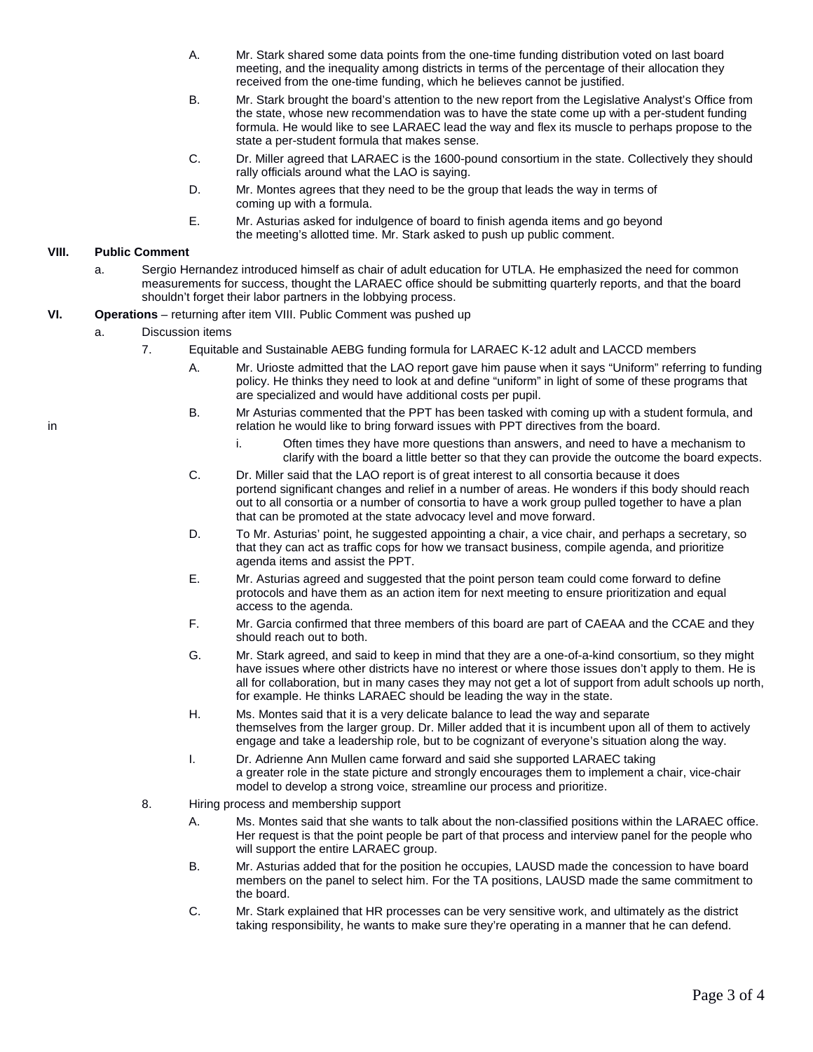A. Mr. Stark shared some data points from the one-time funding distribution voted on last board meeting, and the inequality among districts in terms of the percentage of their allocation they received from the one-time funding, which he believes cannot be justified.

B. Mr. Stark brought the board's attention to the new report from the Legislative Analyst's Office from the state, whose new recommendation was to have the state come up with a per-student funding formula. He would like to see LARAEC lead the way and flex its muscle to perhaps propose to the state a per-student formula that makes sense.

C. Dr. Miller agreed that LARAEC is the 1600-pound consortium in the state. Collectively they should rally officials around what the LAO is saying.

D. Mr. Montes agrees that they need to be the group that leads the way in terms of coming up with a formula.

E. Mr. Asturias asked for indulgence of board to finish agenda items and go beyond the meeting's allotted time. Mr. Stark asked to push up public comment.

**VIII. Public Comment**

a. Sergio Hernandez introduced himself as chair of adult education for UTLA. He emphasized the need for common measurements for success, thought the LARAEC office should be submitting quarterly reports, and that the board shouldn't forget their labor partners in the lobbying process.

**VI. Operations** – returning after item VIII. Public Comment was pushed up

a. Discussion items

7. Equitable and Sustainable AEBG funding formula for LARAEC K-12 adult and LACCD members

A. Mr. Urioste admitted that the LAO report gave him pause when it says "Uniform" referring to funding policy. He thinks they need to look at and define "uniform" in light of some of these programs that are specialized and would have additional costs per pupil.

B. Mr Asturias commented that the PPT has been tasked with coming up with a student formula, and in relation he would like to bring forward issues with PPT directives from the board.

i. Often times they have more questions than answers, and need to have a mechanism to clarify with the board a little better so that they can provide the outcome the board expects.

C. Dr. Miller said that the LAO report is of great interest to all consortia because it does portend significant changes and relief in a number of areas. He wonders if this body should reach out to all consortia or a number of consortia to have a work group pulled together to have a plan that can be promoted at the state advocacy level and move forward.

D. To Mr. Asturias' point, he suggested appointing a chair, a vice chair, and perhaps a secretary, so that they can act as traffic cops for how we transact business, compile agenda, and prioritize agenda items and assist the PPT.

E. Mr. Asturias agreed and suggested that the point person team could come forward to define protocols and have them as an action item for next meeting to ensure prioritization and equal access to the agenda.

F. Mr. Garcia confirmed that three members of this board are part of CAEAA and the CCAE and they should reach out to both.

G. Mr. Stark agreed, and said to keep in mind that they are a one-of-a-kind consortium, so they might have issues where other districts have no interest or where those issues don't apply to them. He is all for collaboration, but in many cases they may not get a lot of support from adult schools up north, for example. He thinks LARAEC should be leading the way in the state.

H. Ms. Montes said that it is a very delicate balance to lead the way and separate themselves from the larger group. Dr. Miller added that it is incumbent upon all of them to actively engage and take a leadership role, but to be cognizant of everyone's situation along the way.

I. Dr. Adrienne Ann Mullen came forward and said she supported LARAEC taking a greater role in the state picture and strongly encourages them to implement a chair, vice-chair model to develop a strong voice, streamline our process and prioritize.

8. Hiring process and membership support

A. Ms. Montes said that she wants to talk about the non-classified positions within the LARAEC office. Her request is that the point people be part of that process and interview panel for the people who will support the entire LARAEC group.

B. Mr. Asturias added that for the position he occupies, LAUSD made the concession to have board members on the panel to select him. For the TA positions, LAUSD made the same commitment to the board.

C. Mr. Stark explained that HR processes can be very sensitive work, and ultimately as the district taking responsibility, he wants to make sure they're operating in a manner that he can defend.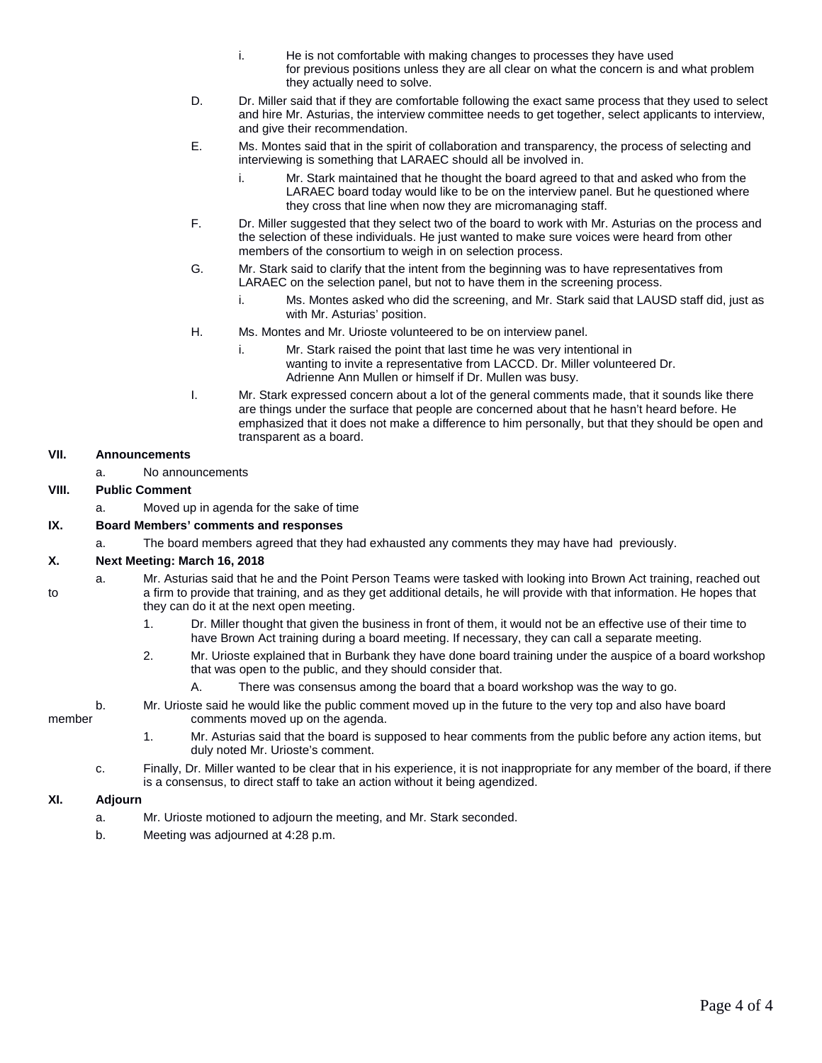i. He is not comfortable with making changes to processes they have used for previous positions unless they are all clear on what the concern is and what problem they actually need to solve.

D. Dr. Miller said that if they are comfortable following the exact same process that they used to select and hire Mr. Asturias, the interview committee needs to get together, select applicants to interview, and give their recommendation.

E. Ms. Montes said that in the spirit of collaboration and transparency, the process of selecting and interviewing is something that LARAEC should all be involved in.

  i. Mr. Stark maintained that he thought the board agreed to that and asked who from the LARAEC board today would like to be on the interview panel. But he questioned where they cross that line when now they are micromanaging staff.

F. Dr. Miller suggested that they select two of the board to work with Mr. Asturias on the process and the selection of these individuals. He just wanted to make sure voices were heard from other members of the consortium to weigh in on selection process.

G. Mr. Stark said to clarify that the intent from the beginning was to have representatives from LARAEC on the selection panel, but not to have them in the screening process.

  i. Ms. Montes asked who did the screening, and Mr. Stark said that LAUSD staff did, just as with Mr. Asturias' position.

H. Ms. Montes and Mr. Urioste volunteered to be on interview panel.

  i. Mr. Stark raised the point that last time he was very intentional in wanting to invite a representative from LACCD. Dr. Miller volunteered Dr. Adrienne Ann Mullen or himself if Dr. Mullen was busy.

I. Mr. Stark expressed concern about a lot of the general comments made, that it sounds like there are things under the surface that people are concerned about that he hasn't heard before. He emphasized that it does not make a difference to him personally, but that they should be open and transparent as a board.

## VII. Announcements

a. No announcements

## VIII. Public Comment

a. Moved up in agenda for the sake of time

## IX. Board Members' comments and responses

a. The board members agreed that they had exhausted any comments they may have had previously.

## X. Next Meeting: March 16, 2018

a. Mr. Asturias said that he and the Point Person Teams were tasked with looking into Brown Act training, reached out to a firm to provide that training, and as they get additional details, he will provide with that information. He hopes that they can do it at the next open meeting.

  1. Dr. Miller thought that given the business in front of them, it would not be an effective use of their time to have Brown Act training during a board meeting. If necessary, they can call a separate meeting.
  2. Mr. Urioste explained that in Burbank they have done board training under the auspice of a board workshop that was open to the public, and they should consider that.

    A. There was consensus among the board that a board workshop was the way to go.

b. Mr. Urioste said he would like the public comment moved up in the future to the very top and also have board member comments moved up on the agenda.

  1. Mr. Asturias said that the board is supposed to hear comments from the public before any action items, but duly noted Mr. Urioste's comment.

c. Finally, Dr. Miller wanted to be clear that in his experience, it is not inappropriate for any member of the board, if there is a consensus, to direct staff to take an action without it being agendized.

## XI. Adjourn

a. Mr. Urioste motioned to adjourn the meeting, and Mr. Stark seconded.

b. Meeting was adjourned at 4:28 p.m.